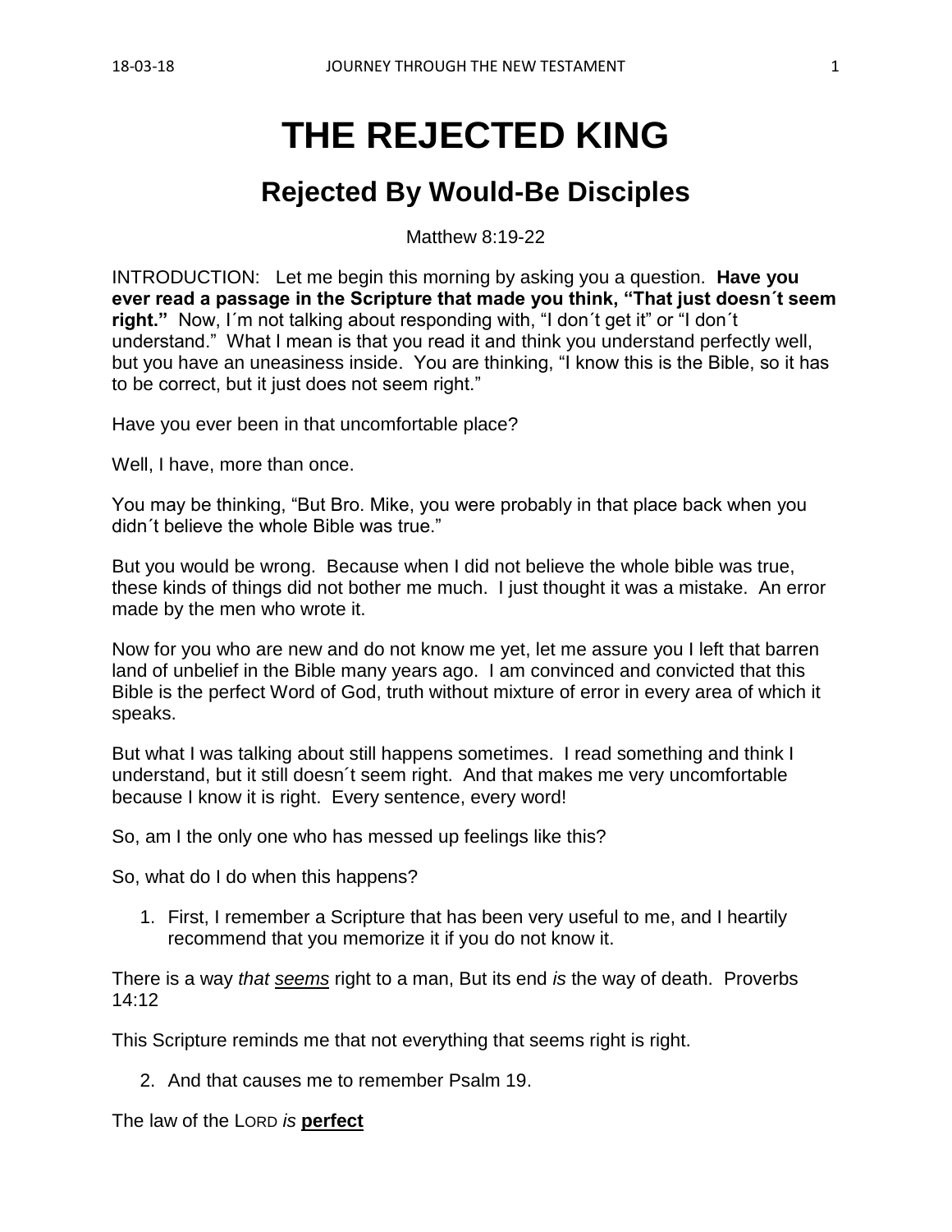# THE REJECTED KING

## Rejected By Would-Be Disciples

Matthew 8:19-22

INTRODUCTION: Let me begin this morning by asking you a question. **Have you ever read a passage in the Scripture that made you think, "That just doesn´t seem right."** Now, I´m not talking about responding with, "I don´t get it" or "I don´t understand." What I mean is that you read it and think you understand perfectly well, but you have an uneasiness inside. You are thinking, "I know this is the Bible, so it has to be correct, but it just does not seem right."

Have you ever been in that uncomfortable place?

Well, I have, more than once.

You may be thinking, "But Bro. Mike, you were probably in that place back when you didn´t believe the whole Bible was true."

But you would be wrong. Because when I did not believe the whole bible was true, these kinds of things did not bother me much. I just thought it was a mistake. An error made by the men who wrote it.

Now for you who are new and do not know me yet, let me assure you I left that barren land of unbelief in the Bible many years ago. I am convinced and convicted that this Bible is the perfect Word of God, truth without mixture of error in every area of which it speaks.

But what I was talking about still happens sometimes. I read something and think I understand, but it still doesn´t seem right. And that makes me very uncomfortable because I know it is right. Every sentence, every word!

So, am I the only one who has messed up feelings like this?

So, what do I do when this happens?

1. First, I remember a Scripture that has been very useful to me, and I heartily recommend that you memorize it if you do not know it.

There is a way *that* <u>*seems*</u> right to a man, But its end *is* the way of death. Proverbs 14:12

This Scripture reminds me that not everything that seems right is right.

2. And that causes me to remember Psalm 19.

The law of the LORD *is* **<u>perfect</u>**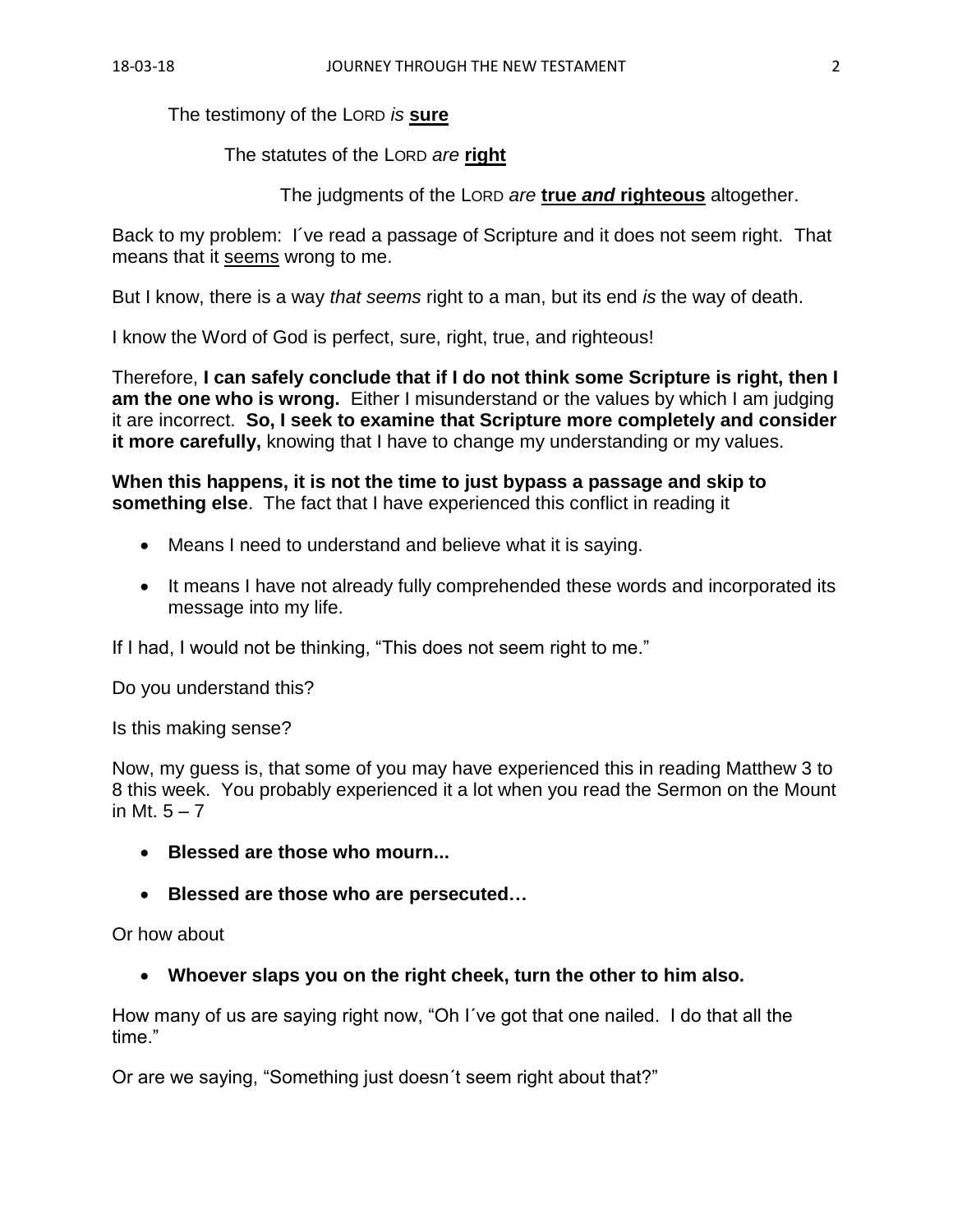The testimony of the LORD *is* **sure**

The statutes of the LORD *are* **right**

The judgments of the LORD *are* **true *and* righteous** altogether.

Back to my problem: I´ve read a passage of Scripture and it does not seem right. That means that it seems wrong to me.

But I know, there is a way *that seems* right to a man, but its end *is* the way of death.

I know the Word of God is perfect, sure, right, true, and righteous!

Therefore, **I can safely conclude that if I do not think some Scripture is right, then I am the one who is wrong.** Either I misunderstand or the values by which I am judging it are incorrect. **So, I seek to examine that Scripture more completely and consider it more carefully,** knowing that I have to change my understanding or my values.

**When this happens, it is not the time to just bypass a passage and skip to something else**. The fact that I have experienced this conflict in reading it

- Means I need to understand and believe what it is saying.
- It means I have not already fully comprehended these words and incorporated its message into my life.

If I had, I would not be thinking, "This does not seem right to me."

Do you understand this?

Is this making sense?

Now, my guess is, that some of you may have experienced this in reading Matthew 3 to 8 this week. You probably experienced it a lot when you read the Sermon on the Mount in Mt. 5 – 7

- **Blessed are those who mourn...**
- **Blessed are those who are persecuted…**

Or how about

- **Whoever slaps you on the right cheek, turn the other to him also.**

How many of us are saying right now, "Oh I´ve got that one nailed. I do that all the time."

Or are we saying, "Something just doesn´t seem right about that?"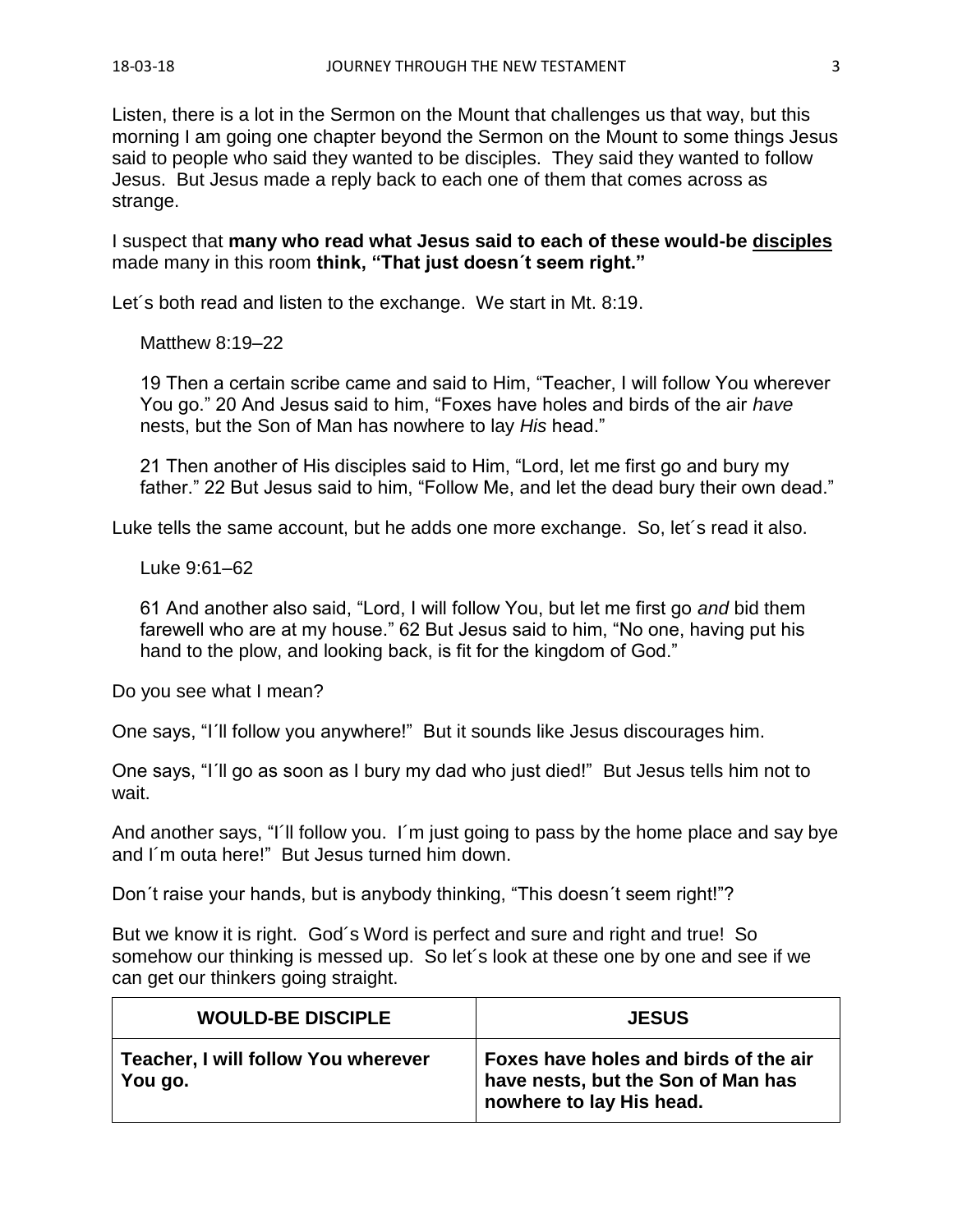Listen, there is a lot in the Sermon on the Mount that challenges us that way, but this morning I am going one chapter beyond the Sermon on the Mount to some things Jesus said to people who said they wanted to be disciples. They said they wanted to follow Jesus. But Jesus made a reply back to each one of them that comes across as strange.

I suspect that **many who read what Jesus said to each of these would-be <u>disciples</u>** made many in this room **think, "That just doesn´t seem right."**

Let´s both read and listen to the exchange. We start in Mt. 8:19.

> Matthew 8:19–22
>
> 19 Then a certain scribe came and said to Him, "Teacher, I will follow You wherever You go." 20 And Jesus said to him, "Foxes have holes and birds of the air *have* nests, but the Son of Man has nowhere to lay *His* head."
>
> 21 Then another of His disciples said to Him, "Lord, let me first go and bury my father." 22 But Jesus said to him, "Follow Me, and let the dead bury their own dead."

Luke tells the same account, but he adds one more exchange. So, let´s read it also.

> Luke 9:61–62
>
> 61 And another also said, "Lord, I will follow You, but let me first go *and* bid them farewell who are at my house." 62 But Jesus said to him, "No one, having put his hand to the plow, and looking back, is fit for the kingdom of God."

Do you see what I mean?

One says, "I´ll follow you anywhere!" But it sounds like Jesus discourages him.

One says, "I´ll go as soon as I bury my dad who just died!" But Jesus tells him not to wait.

And another says, "I´ll follow you. I´m just going to pass by the home place and say bye and I´m outa here!" But Jesus turned him down.

Don´t raise your hands, but is anybody thinking, "This doesn´t seem right!"?

But we know it is right. God´s Word is perfect and sure and right and true! So somehow our thinking is messed up. So let´s look at these one by one and see if we can get our thinkers going straight.

| WOULD-BE DISCIPLE | JESUS |
|---|---|
| **Teacher, I will follow You wherever You go.** | **Foxes have holes and birds of the air have nests, but the Son of Man has nowhere to lay His head.** |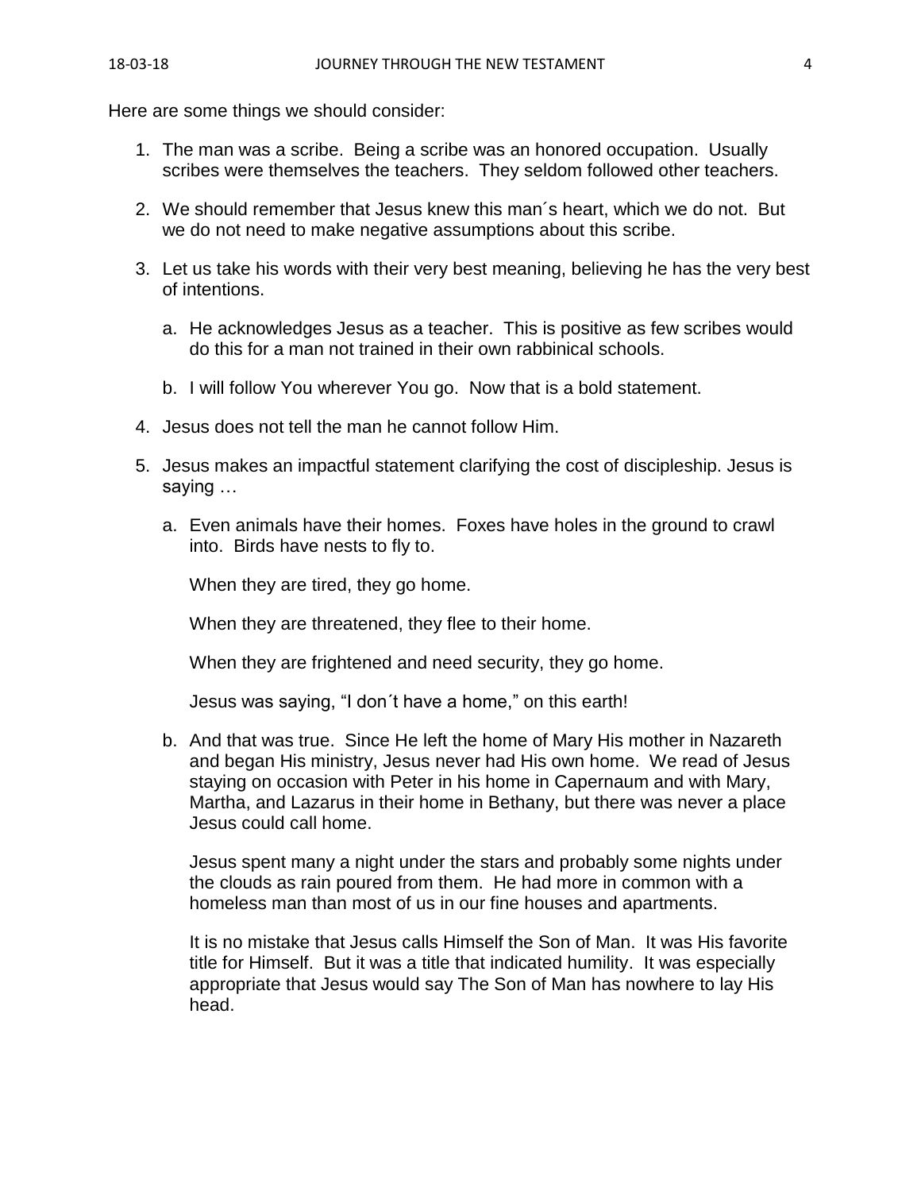Here are some things we should consider:

1. The man was a scribe. Being a scribe was an honored occupation. Usually scribes were themselves the teachers. They seldom followed other teachers.

2. We should remember that Jesus knew this man´s heart, which we do not. But we do not need to make negative assumptions about this scribe.

3. Let us take his words with their very best meaning, believing he has the very best of intentions.

   a. He acknowledges Jesus as a teacher. This is positive as few scribes would do this for a man not trained in their own rabbinical schools.

   b. I will follow You wherever You go. Now that is a bold statement.

4. Jesus does not tell the man he cannot follow Him.

5. Jesus makes an impactful statement clarifying the cost of discipleship. Jesus is saying …

   a. Even animals have their homes. Foxes have holes in the ground to crawl into. Birds have nests to fly to.

      When they are tired, they go home.

      When they are threatened, they flee to their home.

      When they are frightened and need security, they go home.

      Jesus was saying, "I don´t have a home," on this earth!

   b. And that was true. Since He left the home of Mary His mother in Nazareth and began His ministry, Jesus never had His own home. We read of Jesus staying on occasion with Peter in his home in Capernaum and with Mary, Martha, and Lazarus in their home in Bethany, but there was never a place Jesus could call home.

      Jesus spent many a night under the stars and probably some nights under the clouds as rain poured from them. He had more in common with a homeless man than most of us in our fine houses and apartments.

      It is no mistake that Jesus calls Himself the Son of Man. It was His favorite title for Himself. But it was a title that indicated humility. It was especially appropriate that Jesus would say The Son of Man has nowhere to lay His head.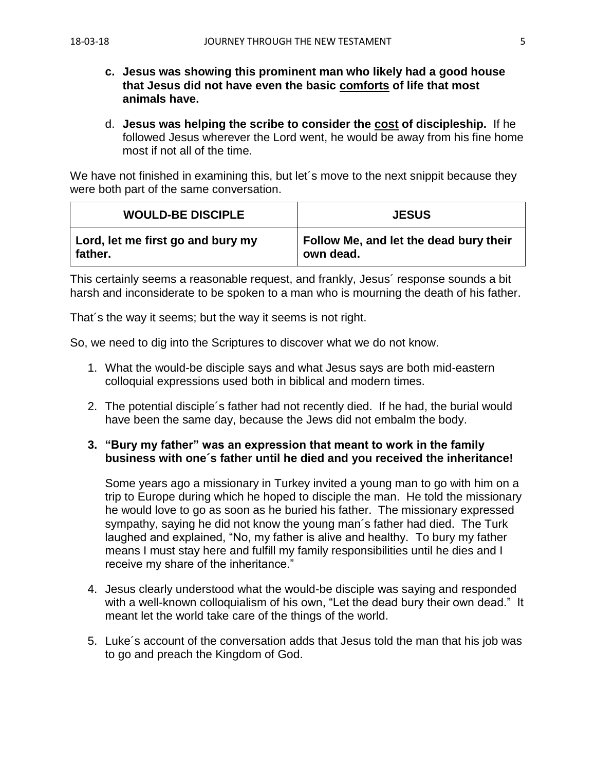c. **Jesus was showing this prominent man who likely had a good house that Jesus did not have even the basic <u>comforts</u> of life that most animals have.**

d. **Jesus was helping the scribe to consider the <u>cost</u> of discipleship.** If he followed Jesus wherever the Lord went, he would be away from his fine home most if not all of the time.

We have not finished in examining this, but let´s move to the next snippit because they were both part of the same conversation.

| WOULD-BE DISCIPLE | JESUS |
| --- | --- |
| **Lord, let me first go and bury my father.** | **Follow Me, and let the dead bury their own dead.** |

This certainly seems a reasonable request, and frankly, Jesus´ response sounds a bit harsh and inconsiderate to be spoken to a man who is mourning the death of his father.

That´s the way it seems; but the way it seems is not right.

So, we need to dig into the Scriptures to discover what we do not know.

1. What the would-be disciple says and what Jesus says are both mid-eastern colloquial expressions used both in biblical and modern times.

2. The potential disciple´s father had not recently died. If he had, the burial would have been the same day, because the Jews did not embalm the body.

3. **"Bury my father" was an expression that meant to work in the family business with one´s father until he died and you received the inheritance!**

   Some years ago a missionary in Turkey invited a young man to go with him on a trip to Europe during which he hoped to disciple the man. He told the missionary he would love to go as soon as he buried his father. The missionary expressed sympathy, saying he did not know the young man´s father had died. The Turk laughed and explained, "No, my father is alive and healthy. To bury my father means I must stay here and fulfill my family responsibilities until he dies and I receive my share of the inheritance."

4. Jesus clearly understood what the would-be disciple was saying and responded with a well-known colloquialism of his own, "Let the dead bury their own dead." It meant let the world take care of the things of the world.

5. Luke´s account of the conversation adds that Jesus told the man that his job was to go and preach the Kingdom of God.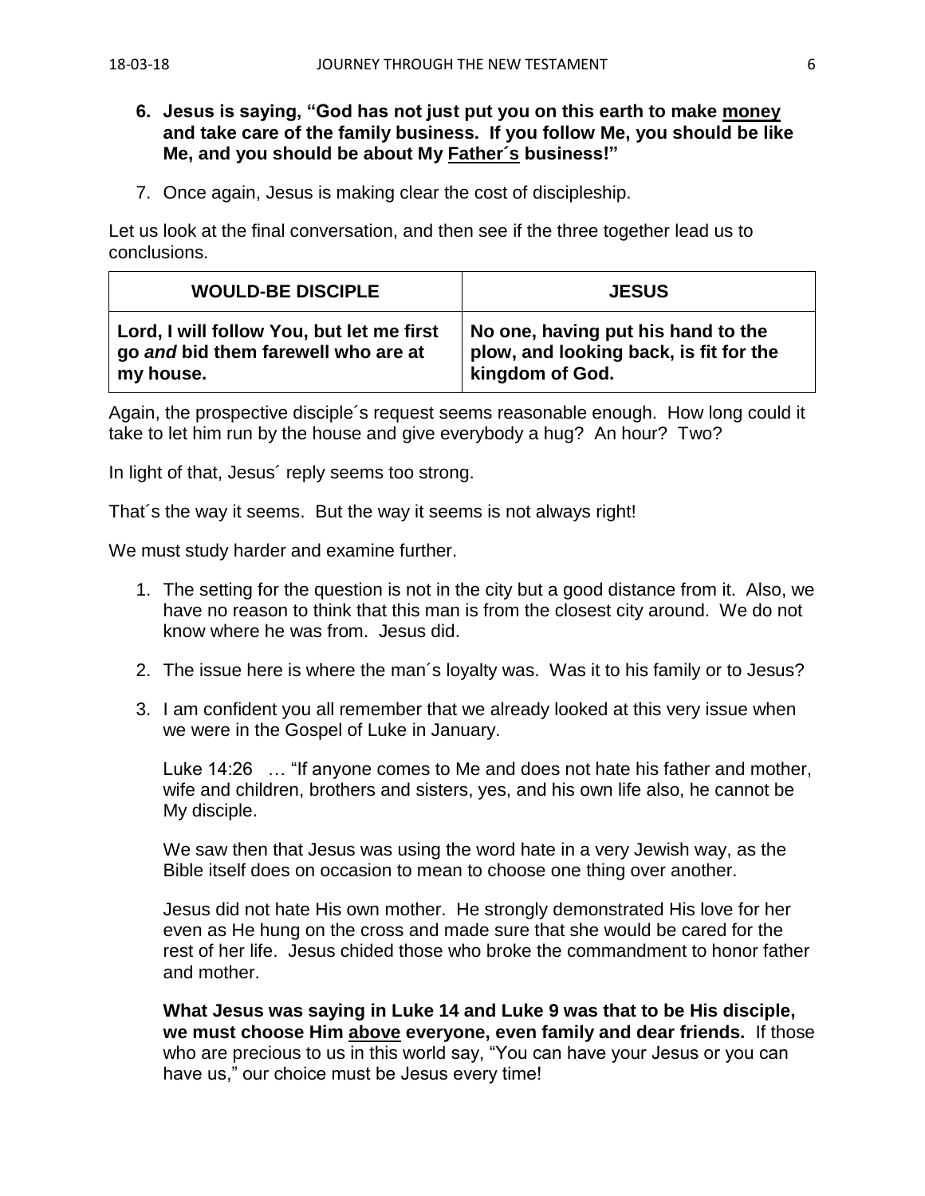6. **Jesus is saying, "God has not just put you on this earth to make <u>money</u> and take care of the family business. If you follow Me, you should be like Me, and you should be about My <u>Father´s</u> business!"**

7. Once again, Jesus is making clear the cost of discipleship.

Let us look at the final conversation, and then see if the three together lead us to conclusions.

| WOULD-BE DISCIPLE | JESUS |
|---|---|
| **Lord, I will follow You, but let me first go *and* bid them farewell who are at my house.** | **No one, having put his hand to the plow, and looking back, is fit for the kingdom of God.** |

Again, the prospective disciple´s request seems reasonable enough. How long could it take to let him run by the house and give everybody a hug? An hour? Two?

In light of that, Jesus´ reply seems too strong.

That´s the way it seems. But the way it seems is not always right!

We must study harder and examine further.

1. The setting for the question is not in the city but a good distance from it. Also, we have no reason to think that this man is from the closest city around. We do not know where he was from. Jesus did.

2. The issue here is where the man´s loyalty was. Was it to his family or to Jesus?

3. I am confident you all remember that we already looked at this very issue when we were in the Gospel of Luke in January.

   Luke 14:26 … "If anyone comes to Me and does not hate his father and mother, wife and children, brothers and sisters, yes, and his own life also, he cannot be My disciple.

   We saw then that Jesus was using the word hate in a very Jewish way, as the Bible itself does on occasion to mean to choose one thing over another.

   Jesus did not hate His own mother. He strongly demonstrated His love for her even as He hung on the cross and made sure that she would be cared for the rest of her life. Jesus chided those who broke the commandment to honor father and mother.

   **What Jesus was saying in Luke 14 and Luke 9 was that to be His disciple, we must choose Him <u>above</u> everyone, even family and dear friends.** If those who are precious to us in this world say, "You can have your Jesus or you can have us," our choice must be Jesus every time!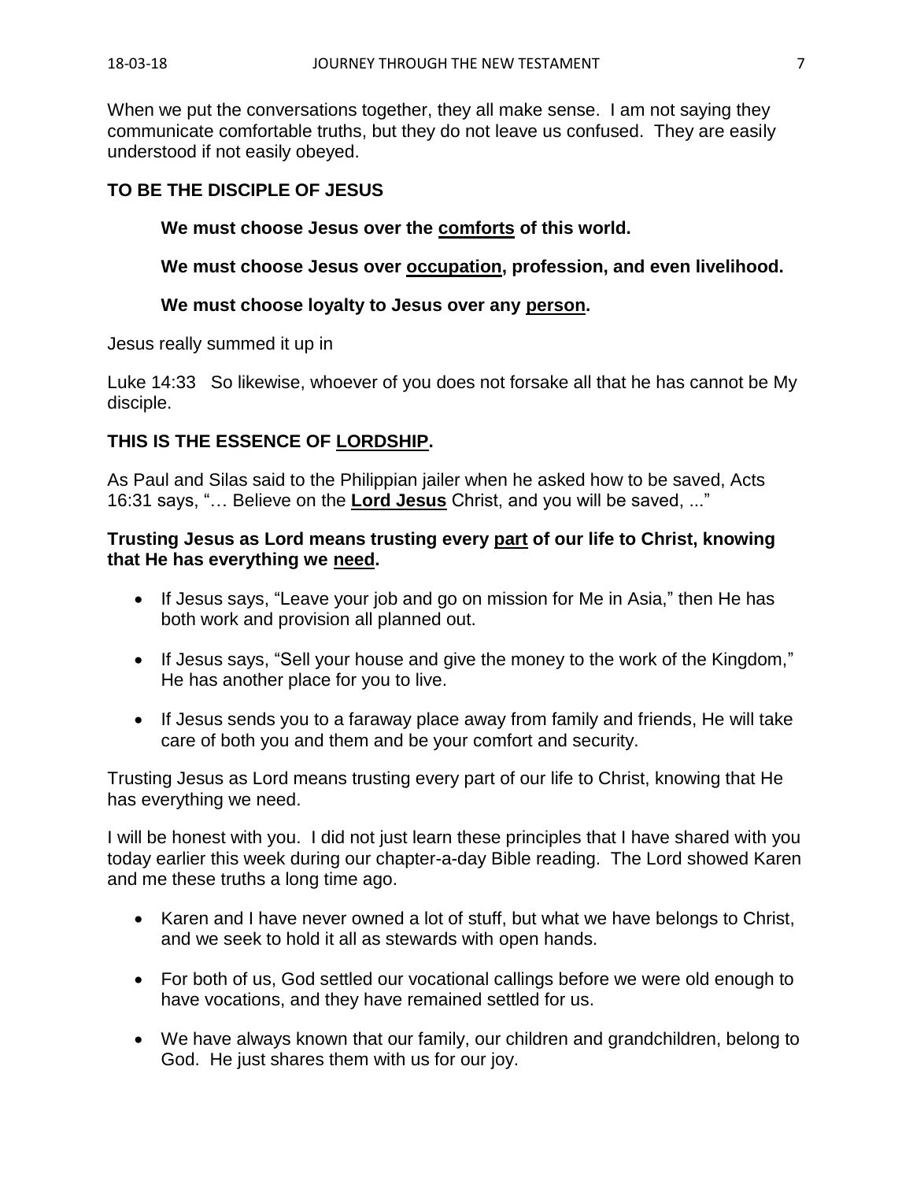When we put the conversations together, they all make sense. I am not saying they communicate comfortable truths, but they do not leave us confused. They are easily understood if not easily obeyed.

**TO BE THE DISCIPLE OF JESUS**

> **We must choose Jesus over the <u>comforts</u> of this world.**
>
> **We must choose Jesus over <u>occupation</u>, profession, and even livelihood.**
>
> **We must choose loyalty to Jesus over any <u>person</u>.**

Jesus really summed it up in

Luke 14:33 So likewise, whoever of you does not forsake all that he has cannot be My disciple.

**THIS IS THE ESSENCE OF <u>LORDSHIP</u>.**

As Paul and Silas said to the Philippian jailer when he asked how to be saved, Acts 16:31 says, "… Believe on the **<u>Lord Jesus</u>** Christ, and you will be saved, ..."

**Trusting Jesus as Lord means trusting every <u>part</u> of our life to Christ, knowing that He has everything we <u>need</u>.**

- If Jesus says, "Leave your job and go on mission for Me in Asia," then He has both work and provision all planned out.
- If Jesus says, "Sell your house and give the money to the work of the Kingdom," He has another place for you to live.
- If Jesus sends you to a faraway place away from family and friends, He will take care of both you and them and be your comfort and security.

Trusting Jesus as Lord means trusting every part of our life to Christ, knowing that He has everything we need.

I will be honest with you. I did not just learn these principles that I have shared with you today earlier this week during our chapter-a-day Bible reading. The Lord showed Karen and me these truths a long time ago.

- Karen and I have never owned a lot of stuff, but what we have belongs to Christ, and we seek to hold it all as stewards with open hands.
- For both of us, God settled our vocational callings before we were old enough to have vocations, and they have remained settled for us.
- We have always known that our family, our children and grandchildren, belong to God. He just shares them with us for our joy.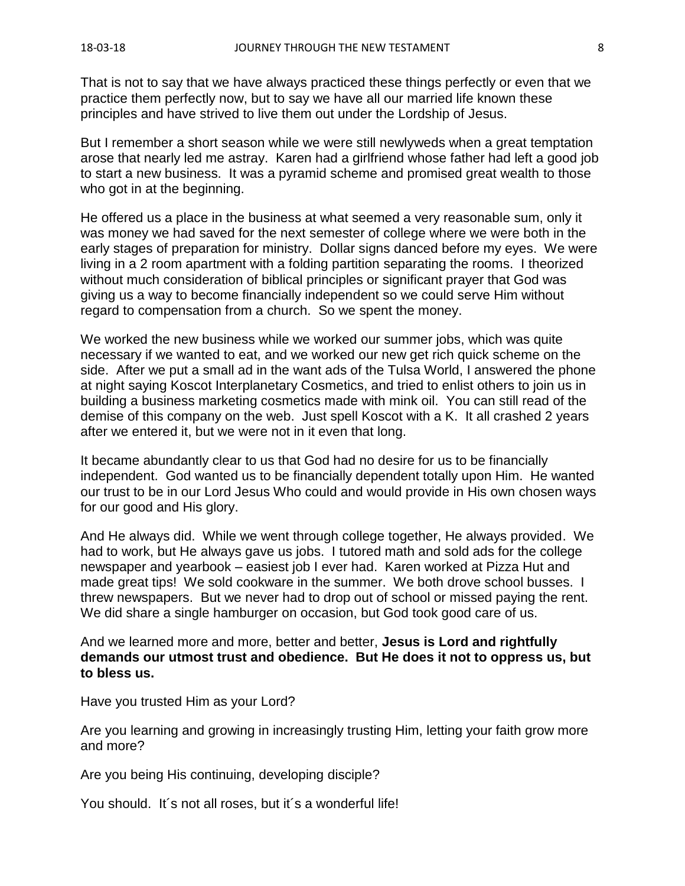That is not to say that we have always practiced these things perfectly or even that we practice them perfectly now, but to say we have all our married life known these principles and have strived to live them out under the Lordship of Jesus.

But I remember a short season while we were still newlyweds when a great temptation arose that nearly led me astray. Karen had a girlfriend whose father had left a good job to start a new business. It was a pyramid scheme and promised great wealth to those who got in at the beginning.

He offered us a place in the business at what seemed a very reasonable sum, only it was money we had saved for the next semester of college where we were both in the early stages of preparation for ministry. Dollar signs danced before my eyes. We were living in a 2 room apartment with a folding partition separating the rooms. I theorized without much consideration of biblical principles or significant prayer that God was giving us a way to become financially independent so we could serve Him without regard to compensation from a church. So we spent the money.

We worked the new business while we worked our summer jobs, which was quite necessary if we wanted to eat, and we worked our new get rich quick scheme on the side. After we put a small ad in the want ads of the Tulsa World, I answered the phone at night saying Koscot Interplanetary Cosmetics, and tried to enlist others to join us in building a business marketing cosmetics made with mink oil. You can still read of the demise of this company on the web. Just spell Koscot with a K. It all crashed 2 years after we entered it, but we were not in it even that long.

It became abundantly clear to us that God had no desire for us to be financially independent. God wanted us to be financially dependent totally upon Him. He wanted our trust to be in our Lord Jesus Who could and would provide in His own chosen ways for our good and His glory.

And He always did. While we went through college together, He always provided. We had to work, but He always gave us jobs. I tutored math and sold ads for the college newspaper and yearbook – easiest job I ever had. Karen worked at Pizza Hut and made great tips! We sold cookware in the summer. We both drove school busses. I threw newspapers. But we never had to drop out of school or missed paying the rent. We did share a single hamburger on occasion, but God took good care of us.

And we learned more and more, better and better, **Jesus is Lord and rightfully demands our utmost trust and obedience. But He does it not to oppress us, but to bless us.**

Have you trusted Him as your Lord?

Are you learning and growing in increasingly trusting Him, letting your faith grow more and more?

Are you being His continuing, developing disciple?

You should. It´s not all roses, but it´s a wonderful life!